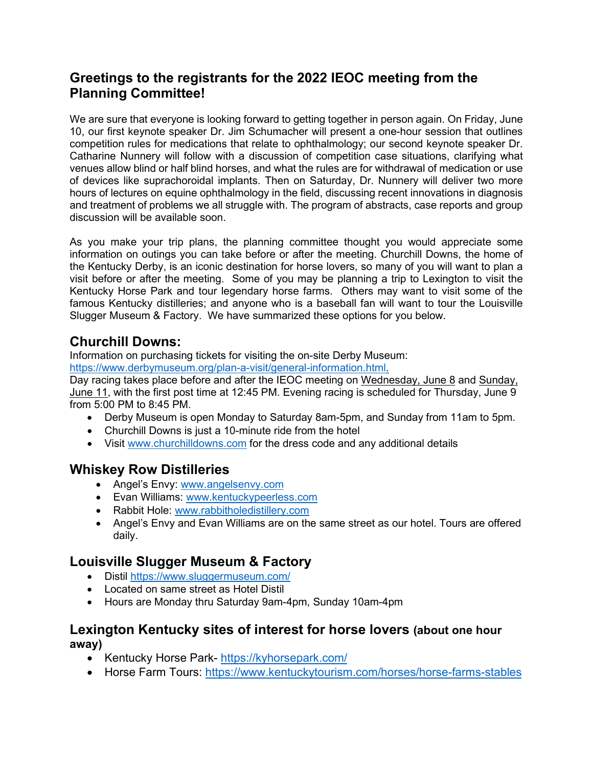## Greetings to the registrants for the 2022 IEOC meeting from the Planning Committee!

We are sure that everyone is looking forward to getting together in person again. On Friday, June 10, our first keynote speaker Dr. Jim Schumacher will present a one-hour session that outlines competition rules for medications that relate to ophthalmology; our second keynote speaker Dr. Catharine Nunnery will follow with a discussion of competition case situations, clarifying what venues allow blind or half blind horses, and what the rules are for withdrawal of medication or use of devices like suprachoroidal implants. Then on Saturday, Dr. Nunnery will deliver two more hours of lectures on equine ophthalmology in the field, discussing recent innovations in diagnosis and treatment of problems we all struggle with. The program of abstracts, case reports and group discussion will be available soon.

As you make your trip plans, the planning committee thought you would appreciate some information on outings you can take before or after the meeting. Churchill Downs, the home of the Kentucky Derby, is an iconic destination for horse lovers, so many of you will want to plan a visit before or after the meeting. Some of you may be planning a trip to Lexington to visit the Kentucky Horse Park and tour legendary horse farms. Others may want to visit some of the famous Kentucky distilleries; and anyone who is a baseball fan will want to tour the Louisville Slugger Museum & Factory. We have summarized these options for you below.

### Churchill Downs:

Information on purchasing tickets for visiting the on-site Derby Museum: https://www.derbymuseum.org/plan-a-visit/general-information.html.

Day racing takes place before and after the IEOC meeting on Wednesday, June 8 and Sunday, June 11, with the first post time at 12:45 PM. Evening racing is scheduled for Thursday, June 9 from 5:00 PM to 8:45 PM.

- Derby Museum is open Monday to Saturday 8am-5pm, and Sunday from 11am to 5pm.
- Churchill Downs is just a 10-minute ride from the hotel
- Visit www.churchilldowns.com for the dress code and any additional details

### Whiskey Row Distilleries

- Angel's Envy: www.angelsenvy.com
- Evan Williams: www.kentuckypeerless.com
- Rabbit Hole: www.rabbitholedistillery.com
- Angel's Envy and Evan Williams are on the same street as our hotel. Tours are offered daily.

### Louisville Slugger Museum & Factory

- Distil https://www.sluggermuseum.com/
- Located on same street as Hotel Distil
- Hours are Monday thru Saturday 9am-4pm, Sunday 10am-4pm

### Lexington Kentucky sites of interest for horse lovers (about one hour away)

- Kentucky Horse Park- https://kyhorsepark.com/
- Horse Farm Tours: https://www.kentuckytourism.com/horses/horse-farms-stables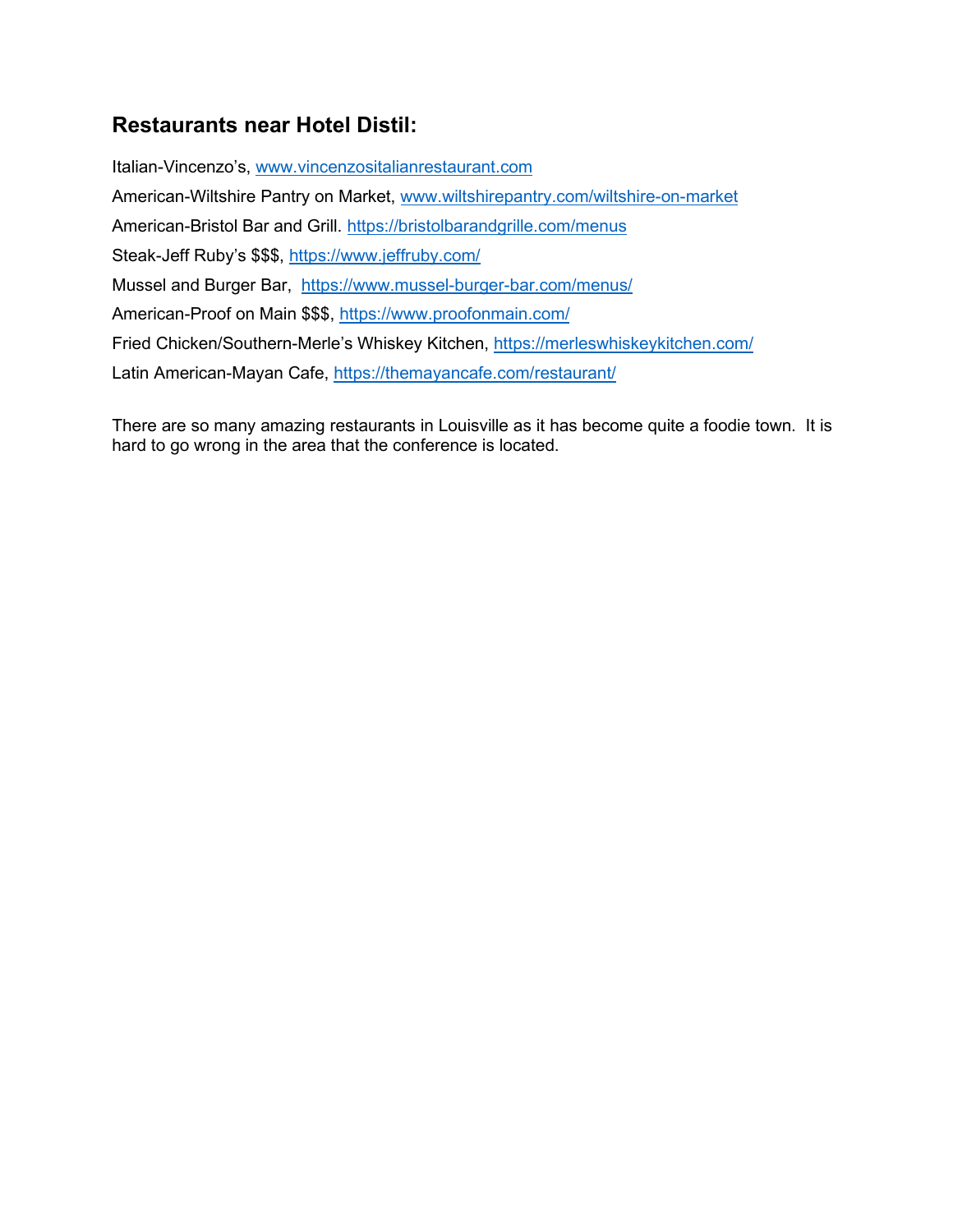## Restaurants near Hotel Distil:

Italian-Vincenzo's, www.vincenzositalianrestaurant.com

American-Wiltshire Pantry on Market, www.wiltshirepantry.com/wiltshire-on-market

American-Bristol Bar and Grill. https://bristolbarandgrille.com/menus

Steak-Jeff Ruby's $$$, https://www.jeffruby.com/

Mussel and Burger Bar, https://www.mussel-burger-bar.com/menus/

American-Proof on Main $$$, https://www.proofonmain.com/

Fried Chicken/Southern-Merle's Whiskey Kitchen, https://merleswhiskeykitchen.com/

Latin American-Mayan Cafe, https://themayancafe.com/restaurant/

There are so many amazing restaurants in Louisville as it has become quite a foodie town. It is hard to go wrong in the area that the conference is located.